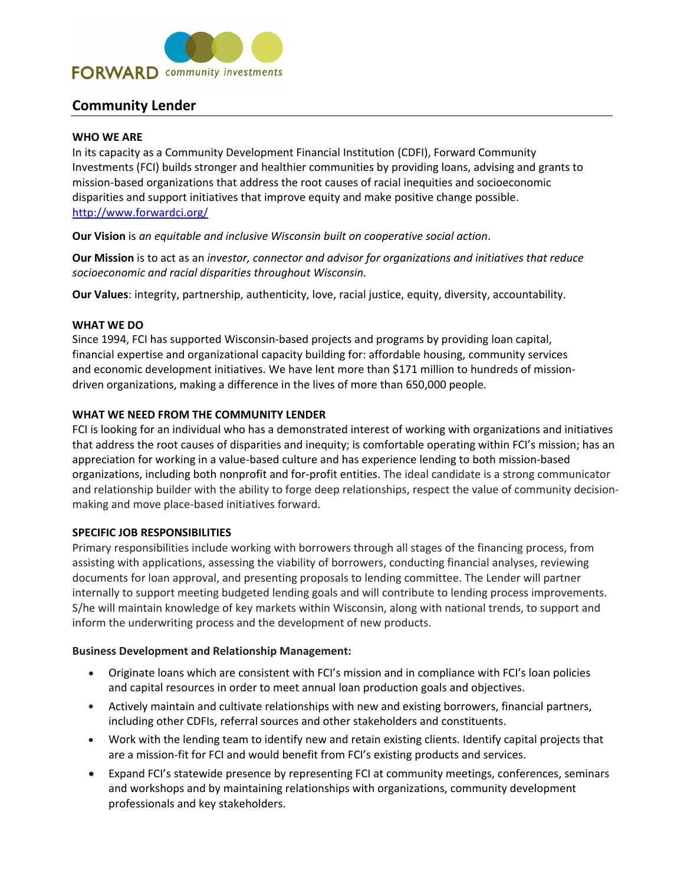FORWARD community investments

# Community Lender

**WHO WE ARE**

In its capacity as a Community Development Financial Institution (CDFI), Forward Community Investments (FCI) builds stronger and healthier communities by providing loans, advising and grants to mission-based organizations that address the root causes of racial inequities and socioeconomic disparities and support initiatives that improve equity and make positive change possible. http://www.forwardci.org/

**Our Vision** is *an equitable and inclusive Wisconsin built on cooperative social action*.

**Our Mission** is to act as an *investor, connector and advisor for organizations and initiatives that reduce socioeconomic and racial disparities throughout Wisconsin.*

**Our Values**: integrity, partnership, authenticity, love, racial justice, equity, diversity, accountability.

**WHAT WE DO**

Since 1994, FCI has supported Wisconsin-based projects and programs by providing loan capital, financial expertise and organizational capacity building for: affordable housing, community services and economic development initiatives. We have lent more than $171 million to hundreds of mission-driven organizations, making a difference in the lives of more than 650,000 people.

**WHAT WE NEED FROM THE COMMUNITY LENDER**

FCI is looking for an individual who has a demonstrated interest of working with organizations and initiatives that address the root causes of disparities and inequity; is comfortable operating within FCI's mission; has an appreciation for working in a value-based culture and has experience lending to both mission-based organizations, including both nonprofit and for-profit entities. The ideal candidate is a strong communicator and relationship builder with the ability to forge deep relationships, respect the value of community decision-making and move place-based initiatives forward.

**SPECIFIC JOB RESPONSIBILITIES**

Primary responsibilities include working with borrowers through all stages of the financing process, from assisting with applications, assessing the viability of borrowers, conducting financial analyses, reviewing documents for loan approval, and presenting proposals to lending committee. The Lender will partner internally to support meeting budgeted lending goals and will contribute to lending process improvements. S/he will maintain knowledge of key markets within Wisconsin, along with national trends, to support and inform the underwriting process and the development of new products.

**Business Development and Relationship Management:**

- Originate loans which are consistent with FCI's mission and in compliance with FCI's loan policies and capital resources in order to meet annual loan production goals and objectives.
- Actively maintain and cultivate relationships with new and existing borrowers, financial partners, including other CDFIs, referral sources and other stakeholders and constituents.
- Work with the lending team to identify new and retain existing clients. Identify capital projects that are a mission-fit for FCI and would benefit from FCI's existing products and services.
- Expand FCI's statewide presence by representing FCI at community meetings, conferences, seminars and workshops and by maintaining relationships with organizations, community development professionals and key stakeholders.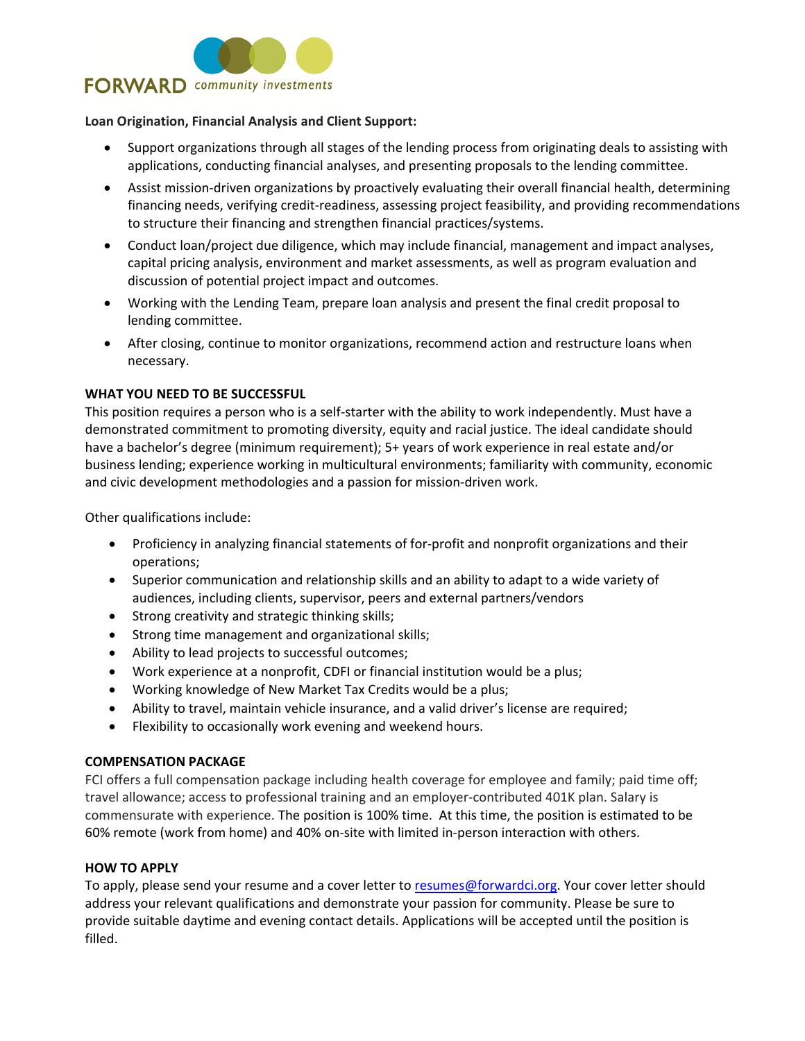**Loan Origination, Financial Analysis and Client Support:**

- Support organizations through all stages of the lending process from originating deals to assisting with applications, conducting financial analyses, and presenting proposals to the lending committee.
- Assist mission-driven organizations by proactively evaluating their overall financial health, determining financing needs, verifying credit-readiness, assessing project feasibility, and providing recommendations to structure their financing and strengthen financial practices/systems.
- Conduct loan/project due diligence, which may include financial, management and impact analyses, capital pricing analysis, environment and market assessments, as well as program evaluation and discussion of potential project impact and outcomes.
- Working with the Lending Team, prepare loan analysis and present the final credit proposal to lending committee.
- After closing, continue to monitor organizations, recommend action and restructure loans when necessary.

**WHAT YOU NEED TO BE SUCCESSFUL**

This position requires a person who is a self-starter with the ability to work independently. Must have a demonstrated commitment to promoting diversity, equity and racial justice. The ideal candidate should have a bachelor's degree (minimum requirement); 5+ years of work experience in real estate and/or business lending; experience working in multicultural environments; familiarity with community, economic and civic development methodologies and a passion for mission-driven work.

Other qualifications include:

- Proficiency in analyzing financial statements of for-profit and nonprofit organizations and their operations;
- Superior communication and relationship skills and an ability to adapt to a wide variety of audiences, including clients, supervisor, peers and external partners/vendors
- Strong creativity and strategic thinking skills;
- Strong time management and organizational skills;
- Ability to lead projects to successful outcomes;
- Work experience at a nonprofit, CDFI or financial institution would be a plus;
- Working knowledge of New Market Tax Credits would be a plus;
- Ability to travel, maintain vehicle insurance, and a valid driver's license are required;
- Flexibility to occasionally work evening and weekend hours.

**COMPENSATION PACKAGE**

FCI offers a full compensation package including health coverage for employee and family; paid time off; travel allowance; access to professional training and an employer-contributed 401K plan. Salary is commensurate with experience. The position is 100% time. At this time, the position is estimated to be 60% remote (work from home) and 40% on-site with limited in-person interaction with others.

**HOW TO APPLY**

To apply, please send your resume and a cover letter to resumes@forwardci.org. Your cover letter should address your relevant qualifications and demonstrate your passion for community. Please be sure to provide suitable daytime and evening contact details. Applications will be accepted until the position is filled.